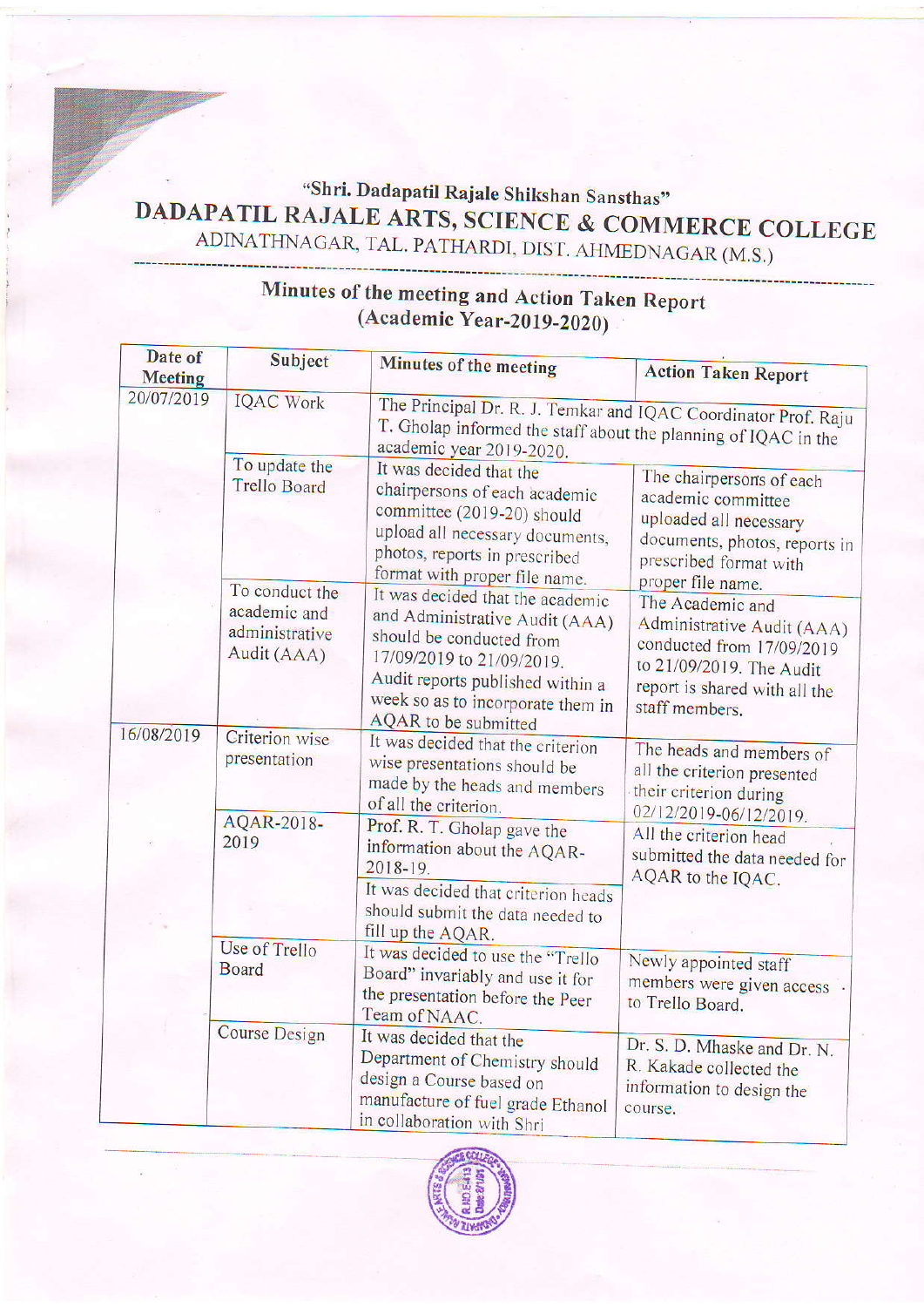"Shri. Dadapatil Rajale Shikshan Sansthas"

# DADAPATIL RAJALE ARTS, SCIENCE & COMMERCE COLLEGE

ADINATHNAGAR, TAL. PATHARDI, DIST. AHMEDNAGAR (M.S.)

## Minutes of the meeting and Action Taken Report (Academic Year-2019-2020)

| Date of Meeting | Subject | Minutes of the meeting | Action Taken Report |
|---|---|---|---|
| 20/07/2019 | IQAC Work | The Principal Dr. R. J. Temkar and IQAC Coordinator Prof. Raju T. Gholap informed the staff about the planning of IQAC in the academic year 2019-2020. | |
| | To update the Trello Board | It was decided that the chairpersons of each academic committee (2019-20) should upload all necessary documents, photos, reports in prescribed format with proper file name. | The chairpersons of each academic committee uploaded all necessary documents, photos, reports in prescribed format with proper file name. |
| | To conduct the academic and administrative Audit (AAA) | It was decided that the academic and Administrative Audit (AAA) should be conducted from 17/09/2019 to 21/09/2019. Audit reports published within a week so as to incorporate them in AQAR to be submitted | The Academic and Administrative Audit (AAA) conducted from 17/09/2019 to 21/09/2019. The Audit report is shared with all the staff members. |
| 16/08/2019 | Criterion wise presentation | It was decided that the criterion wise presentations should be made by the heads and members of all the criterion. | The heads and members of all the criterion presented their criterion during 02/12/2019-06/12/2019. |
| | AQAR-2018-2019 | Prof. R. T. Gholap gave the information about the AQAR-2018-19. | All the criterion head submitted the data needed for AQAR to the IQAC. |
| | | It was decided that criterion heads should submit the data needed to fill up the AQAR. | |
| | Use of Trello Board | It was decided to use the "Trello Board" invariably and use it for the presentation before the Peer Team of NAAC. | Newly appointed staff members were given access to Trello Board. |
| | Course Design | It was decided that the Department of Chemistry should design a Course based on manufacture of fuel grade Ethanol in collaboration with Shri | Dr. S. D. Mhaske and Dr. N. R. Kakade collected the information to design the course. |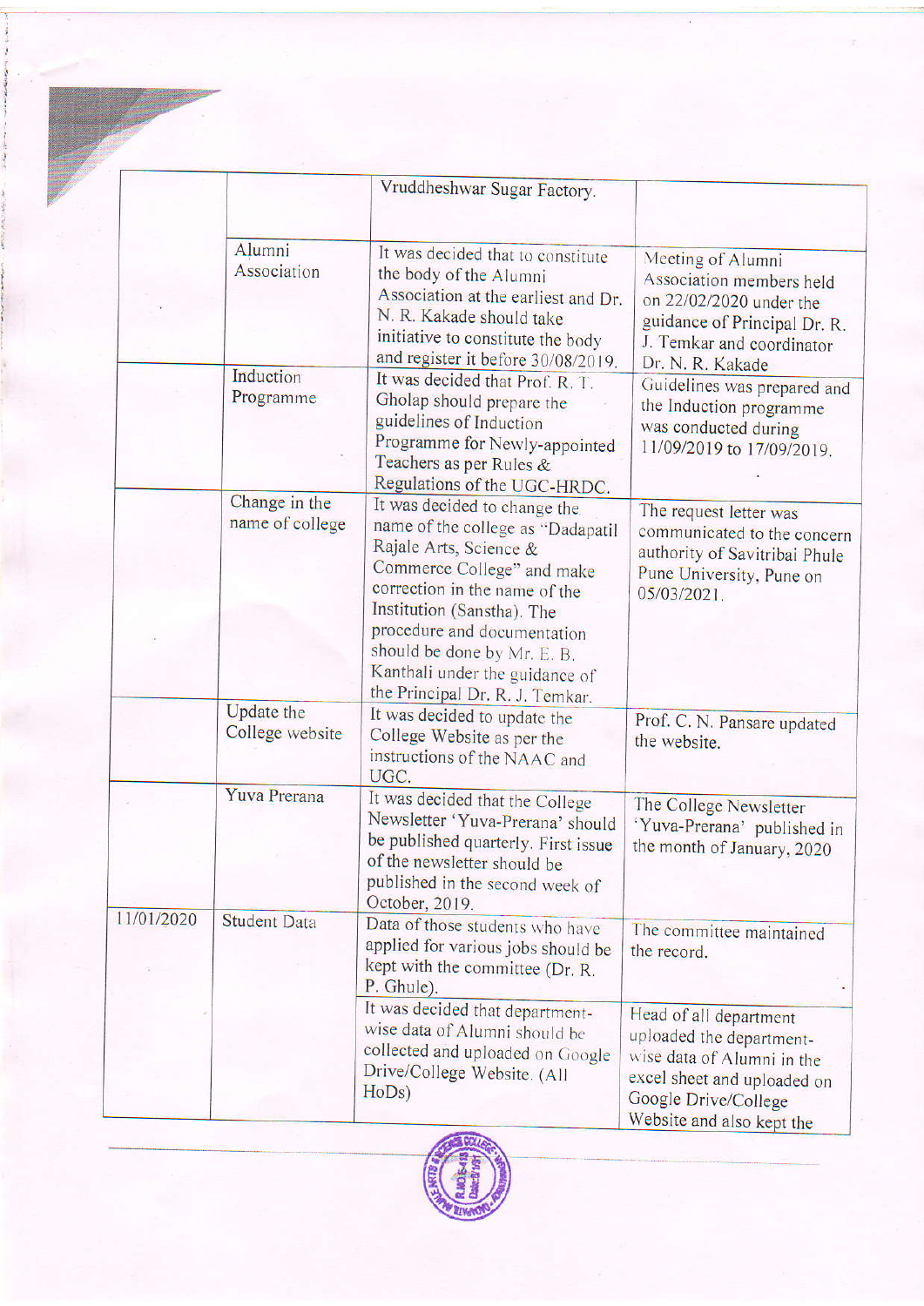| | | | |
|---|---|---|---|
| | | Vruddheshwar Sugar Factory. | |
| | Alumni Association | It was decided that to constitute the body of the Alumni Association at the earliest and Dr. N. R. Kakade should take initiative to constitute the body and register it before 30/08/2019. | Meeting of Alumni Association members held on 22/02/2020 under the guidance of Principal Dr. R. J. Temkar and coordinator Dr. N. R. Kakade |
| | Induction Programme | It was decided that Prof. R. T. Gholap should prepare the guidelines of Induction Programme for Newly-appointed Teachers as per Rules & Regulations of the UGC-HRDC. | Guidelines was prepared and the Induction programme was conducted during 11/09/2019 to 17/09/2019. |
| | Change in the name of college | It was decided to change the name of the college as "Dadapatil Rajale Arts, Science & Commerce College" and make correction in the name of the Institution (Sanstha). The procedure and documentation should be done by Mr. E. B. Kanthali under the guidance of the Principal Dr. R. J. Temkar. | The request letter was communicated to the concern authority of Savitribai Phule Pune University, Pune on 05/03/2021. |
| | Update the College website | It was decided to update the College Website as per the instructions of the NAAC and UGC. | Prof. C. N. Pansare updated the website. |
| | Yuva Prerana | It was decided that the College Newsletter 'Yuva-Prerana' should be published quarterly. First issue of the newsletter should be published in the second week of October, 2019. | The College Newsletter 'Yuva-Prerana' published in the month of January, 2020 |
| 11/01/2020 | Student Data | Data of those students who have applied for various jobs should be kept with the committee (Dr. R. P. Ghule). | The committee maintained the record. |
| | | It was decided that department-wise data of Alumni should be collected and uploaded on Google Drive/College Website. (All HoDs) | Head of all department uploaded the department-wise data of Alumni in the excel sheet and uploaded on Google Drive/College Website and also kept the |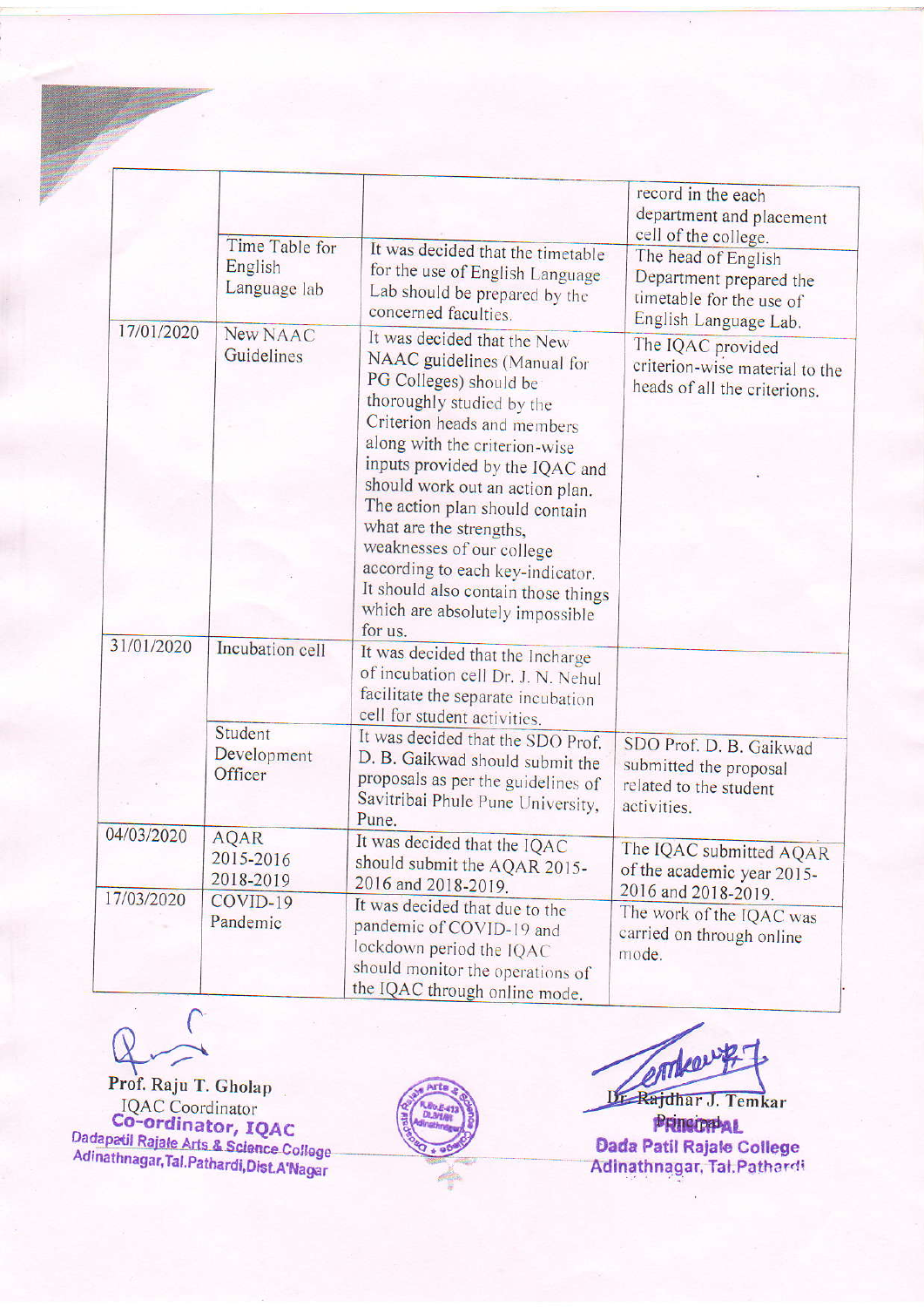| | | | |
|---|---|---|---|
| | | | record in the each department and placement cell of the college. |
| | Time Table for English Language lab | It was decided that the timetable for the use of English Language Lab should be prepared by the concerned faculties. | The head of English Department prepared the timetable for the use of English Language Lab. |
| 17/01/2020 | New NAAC Guidelines | It was decided that the New NAAC guidelines (Manual for PG Colleges) should be thoroughly studied by the Criterion heads and members along with the criterion-wise inputs provided by the IQAC and should work out an action plan. The action plan should contain what are the strengths, weaknesses of our college according to each key-indicator. It should also contain those things which are absolutely impossible for us. | The IQAC provided criterion-wise material to the heads of all the criterions. |
| 31/01/2020 | Incubation cell | It was decided that the Incharge of incubation cell Dr. J. N. Nehul facilitate the separate incubation cell for student activities. | |
| | Student Development Officer | It was decided that the SDO Prof. D. B. Gaikwad should submit the proposals as per the guidelines of Savitribai Phule Pune University, Pune. | SDO Prof. D. B. Gaikwad submitted the proposal related to the student activities. |
| 04/03/2020 | AQAR 2015-2016 2018-2019 | It was decided that the IQAC should submit the AQAR 2015-2016 and 2018-2019. | The IQAC submitted AQAR of the academic year 2015-2016 and 2018-2019. |
| 17/03/2020 | COVID-19 Pandemic | It was decided that due to the pandemic of COVID-19 and lockdown period the IQAC should monitor the operations of the IQAC through online mode. | The work of the IQAC was carried on through online mode. |

Prof. Raju T. Gholap
IQAC Coordinator
Co-ordinator, IQAC
Dadapatil Rajale Arts & Science College
Adinathnagar, Tal.Pathardi, Dist.A'Nagar

Dr. Rajdhar J. Temkar
Principal
PRINCIPAL
Dada Patil Rajale College
Adinathnagar, Tal.Pathardi